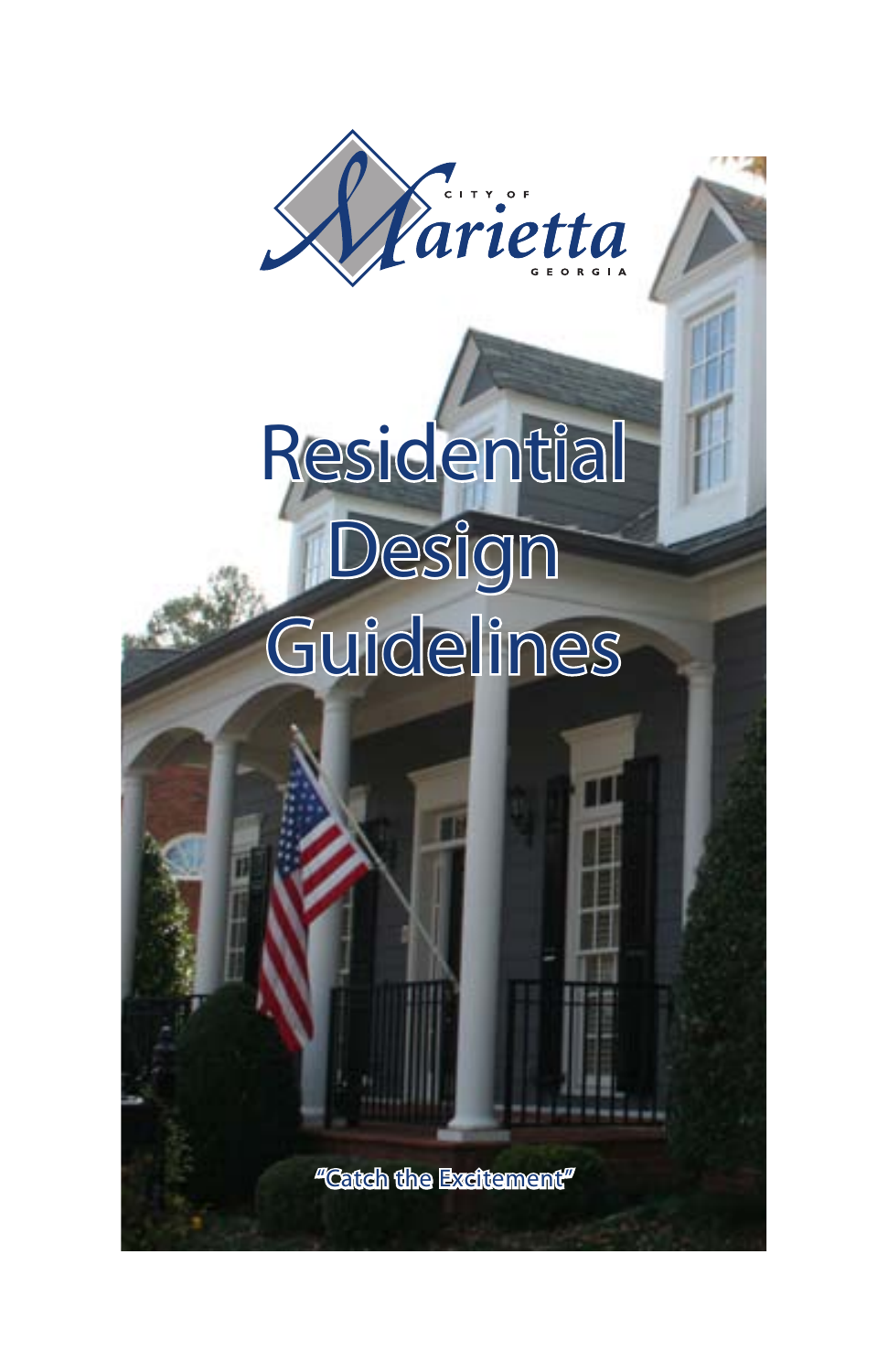CITY OF

Marietta

GEORGIA

# Residential Design Guidelines

**"Catch the Excitement"**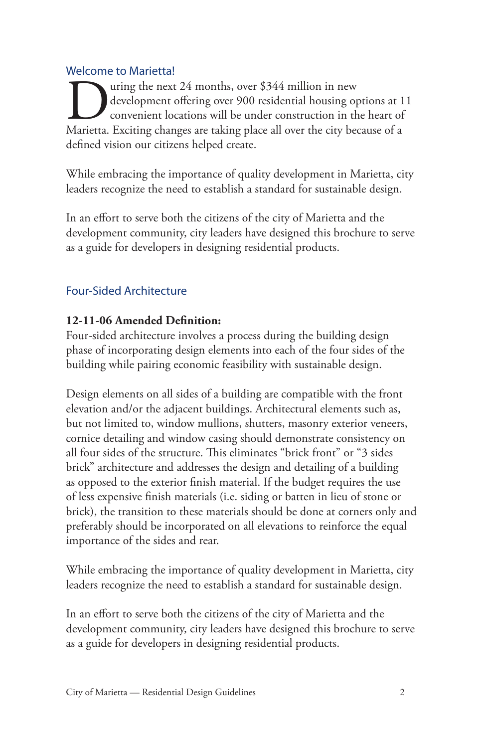## Welcome to Marietta!

During the next 24 months, over $344 million in new development offering over 900 residential housing options at 11 convenient locations will be under construction in the heart of Marietta. Exciting changes are taking place all over the city because of a defined vision our citizens helped create.

While embracing the importance of quality development in Marietta, city leaders recognize the need to establish a standard for sustainable design.

In an effort to serve both the citizens of the city of Marietta and the development community, city leaders have designed this brochure to serve as a guide for developers in designing residential products.

## Four-Sided Architecture

**12-11-06 Amended Definition:**
Four-sided architecture involves a process during the building design phase of incorporating design elements into each of the four sides of the building while pairing economic feasibility with sustainable design.

Design elements on all sides of a building are compatible with the front elevation and/or the adjacent buildings. Architectural elements such as, but not limited to, window mullions, shutters, masonry exterior veneers, cornice detailing and window casing should demonstrate consistency on all four sides of the structure. This eliminates "brick front" or "3 sides brick" architecture and addresses the design and detailing of a building as opposed to the exterior finish material. If the budget requires the use of less expensive finish materials (i.e. siding or batten in lieu of stone or brick), the transition to these materials should be done at corners only and preferably should be incorporated on all elevations to reinforce the equal importance of the sides and rear.

While embracing the importance of quality development in Marietta, city leaders recognize the need to establish a standard for sustainable design.

In an effort to serve both the citizens of the city of Marietta and the development community, city leaders have designed this brochure to serve as a guide for developers in designing residential products.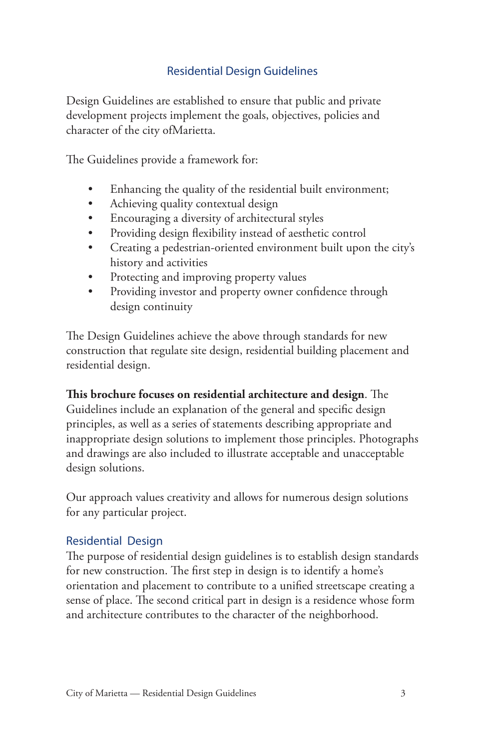## Residential Design Guidelines

Design Guidelines are established to ensure that public and private development projects implement the goals, objectives, policies and character of the city ofMarietta.

The Guidelines provide a framework for:

- Enhancing the quality of the residential built environment;
- Achieving quality contextual design
- Encouraging a diversity of architectural styles
- Providing design flexibility instead of aesthetic control
- Creating a pedestrian-oriented environment built upon the city's history and activities
- Protecting and improving property values
- Providing investor and property owner confidence through design continuity

The Design Guidelines achieve the above through standards for new construction that regulate site design, residential building placement and residential design.

**This brochure focuses on residential architecture and design**. The Guidelines include an explanation of the general and specific design principles, as well as a series of statements describing appropriate and inappropriate design solutions to implement those principles. Photographs and drawings are also included to illustrate acceptable and unacceptable design solutions.

Our approach values creativity and allows for numerous design solutions for any particular project.

### Residential Design

The purpose of residential design guidelines is to establish design standards for new construction. The first step in design is to identify a home's orientation and placement to contribute to a unified streetscape creating a sense of place. The second critical part in design is a residence whose form and architecture contributes to the character of the neighborhood.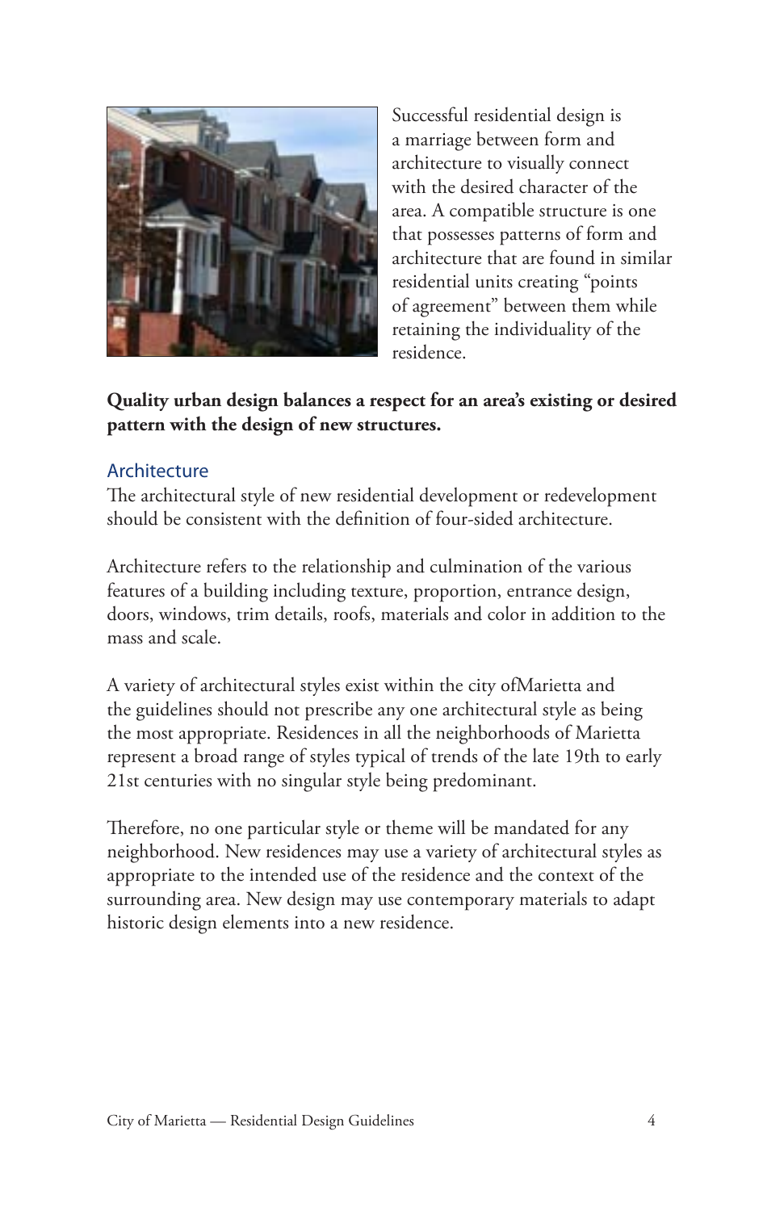Successful residential design is a marriage between form and architecture to visually connect with the desired character of the area. A compatible structure is one that possesses patterns of form and architecture that are found in similar residential units creating "points of agreement" between them while retaining the individuality of the residence.

**Quality urban design balances a respect for an area's existing or desired pattern with the design of new structures.**

## Architecture

The architectural style of new residential development or redevelopment should be consistent with the definition of four-sided architecture.

Architecture refers to the relationship and culmination of the various features of a building including texture, proportion, entrance design, doors, windows, trim details, roofs, materials and color in addition to the mass and scale.

A variety of architectural styles exist within the city ofMarietta and the guidelines should not prescribe any one architectural style as being the most appropriate. Residences in all the neighborhoods of Marietta represent a broad range of styles typical of trends of the late 19th to early 21st centuries with no singular style being predominant.

Therefore, no one particular style or theme will be mandated for any neighborhood. New residences may use a variety of architectural styles as appropriate to the intended use of the residence and the context of the surrounding area. New design may use contemporary materials to adapt historic design elements into a new residence.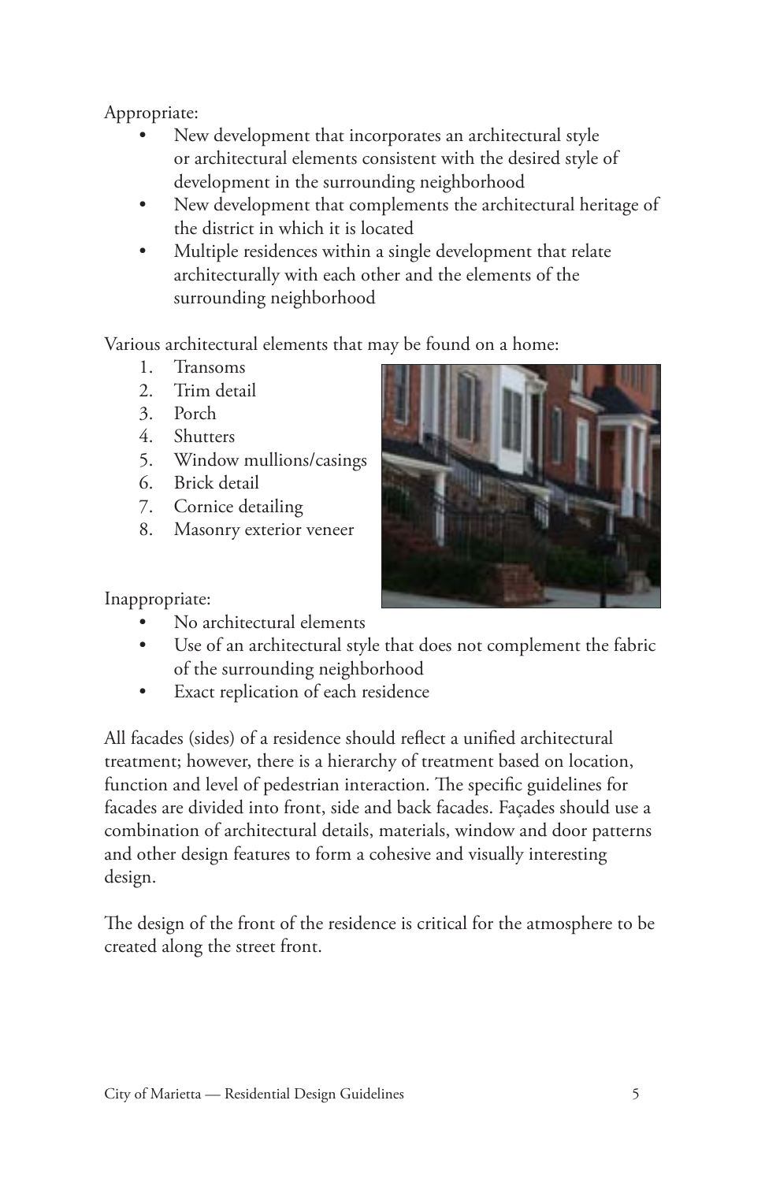Appropriate:

- New development that incorporates an architectural style or architectural elements consistent with the desired style of development in the surrounding neighborhood
- New development that complements the architectural heritage of the district in which it is located
- Multiple residences within a single development that relate architecturally with each other and the elements of the surrounding neighborhood

Various architectural elements that may be found on a home:

1. Transoms
2. Trim detail
3. Porch
4. Shutters
5. Window mullions/casings
6. Brick detail
7. Cornice detailing
8. Masonry exterior veneer

Inappropriate:

- No architectural elements
- Use of an architectural style that does not complement the fabric of the surrounding neighborhood
- Exact replication of each residence

All facades (sides) of a residence should reflect a unified architectural treatment; however, there is a hierarchy of treatment based on location, function and level of pedestrian interaction. The specific guidelines for facades are divided into front, side and back facades. Façades should use a combination of architectural details, materials, window and door patterns and other design features to form a cohesive and visually interesting design.

The design of the front of the residence is critical for the atmosphere to be created along the street front.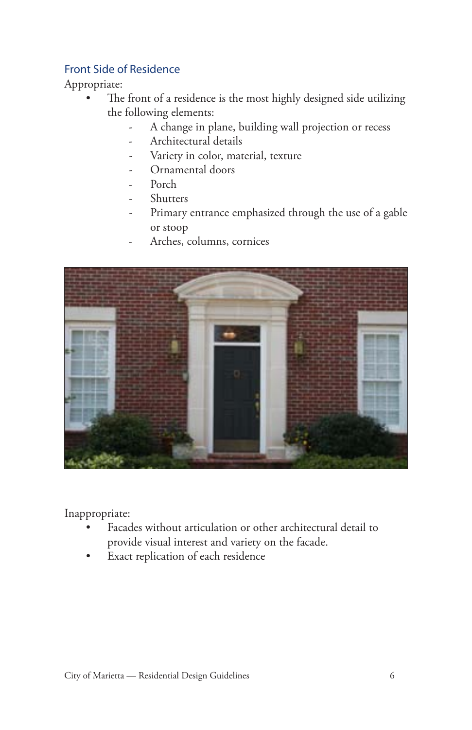## Front Side of Residence

Appropriate:

- The front of a residence is the most highly designed side utilizing the following elements:
  - A change in plane, building wall projection or recess
  - Architectural details
  - Variety in color, material, texture
  - Ornamental doors
  - Porch
  - Shutters
  - Primary entrance emphasized through the use of a gable or stoop
  - Arches, columns, cornices

Inappropriate:

- Facades without articulation or other architectural detail to provide visual interest and variety on the facade.
- Exact replication of each residence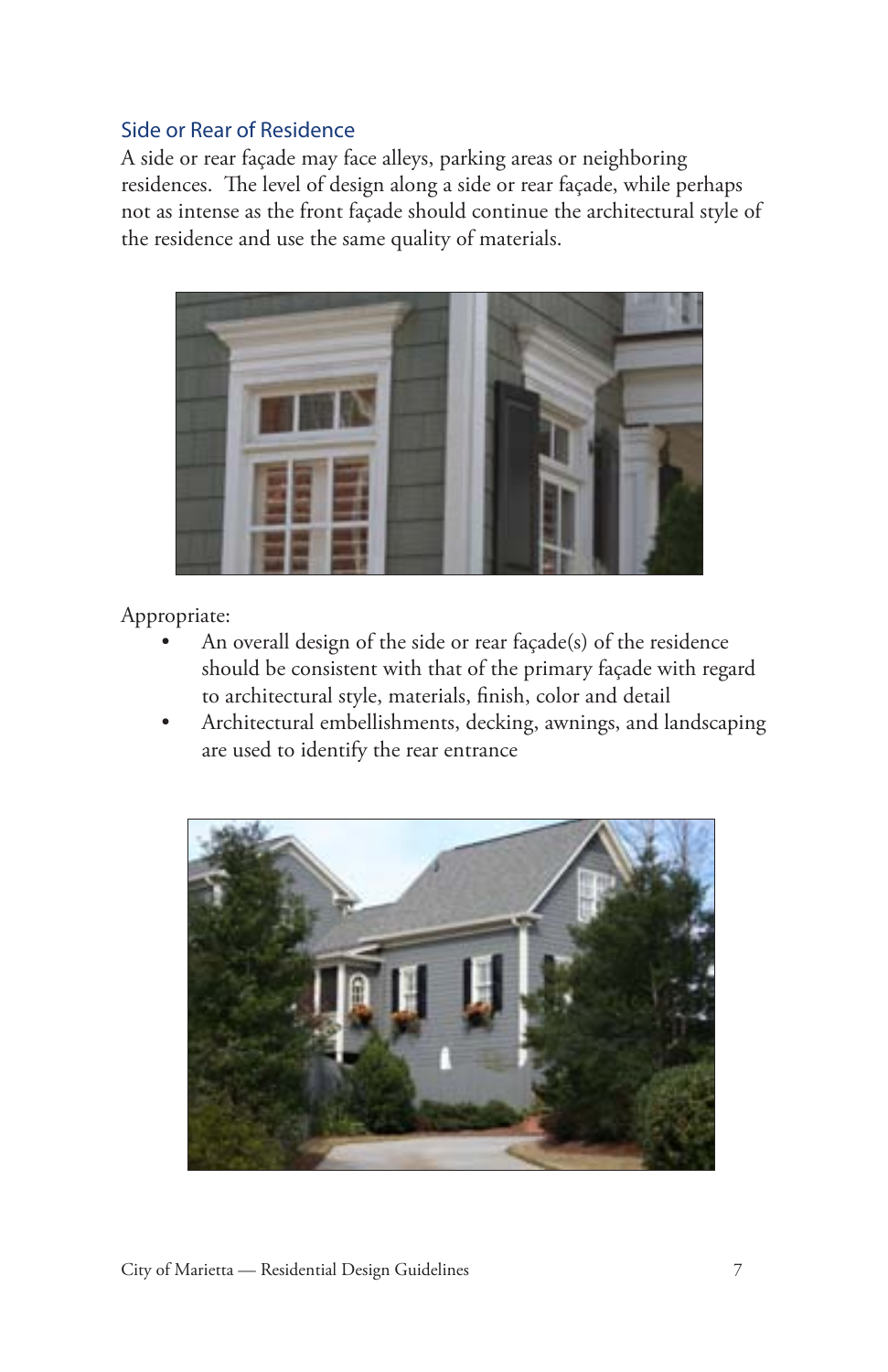## Side or Rear of Residence

A side or rear façade may face alleys, parking areas or neighboring residences. The level of design along a side or rear façade, while perhaps not as intense as the front façade should continue the architectural style of the residence and use the same quality of materials.

Appropriate:

- An overall design of the side or rear façade(s) of the residence should be consistent with that of the primary façade with regard to architectural style, materials, finish, color and detail
- Architectural embellishments, decking, awnings, and landscaping are used to identify the rear entrance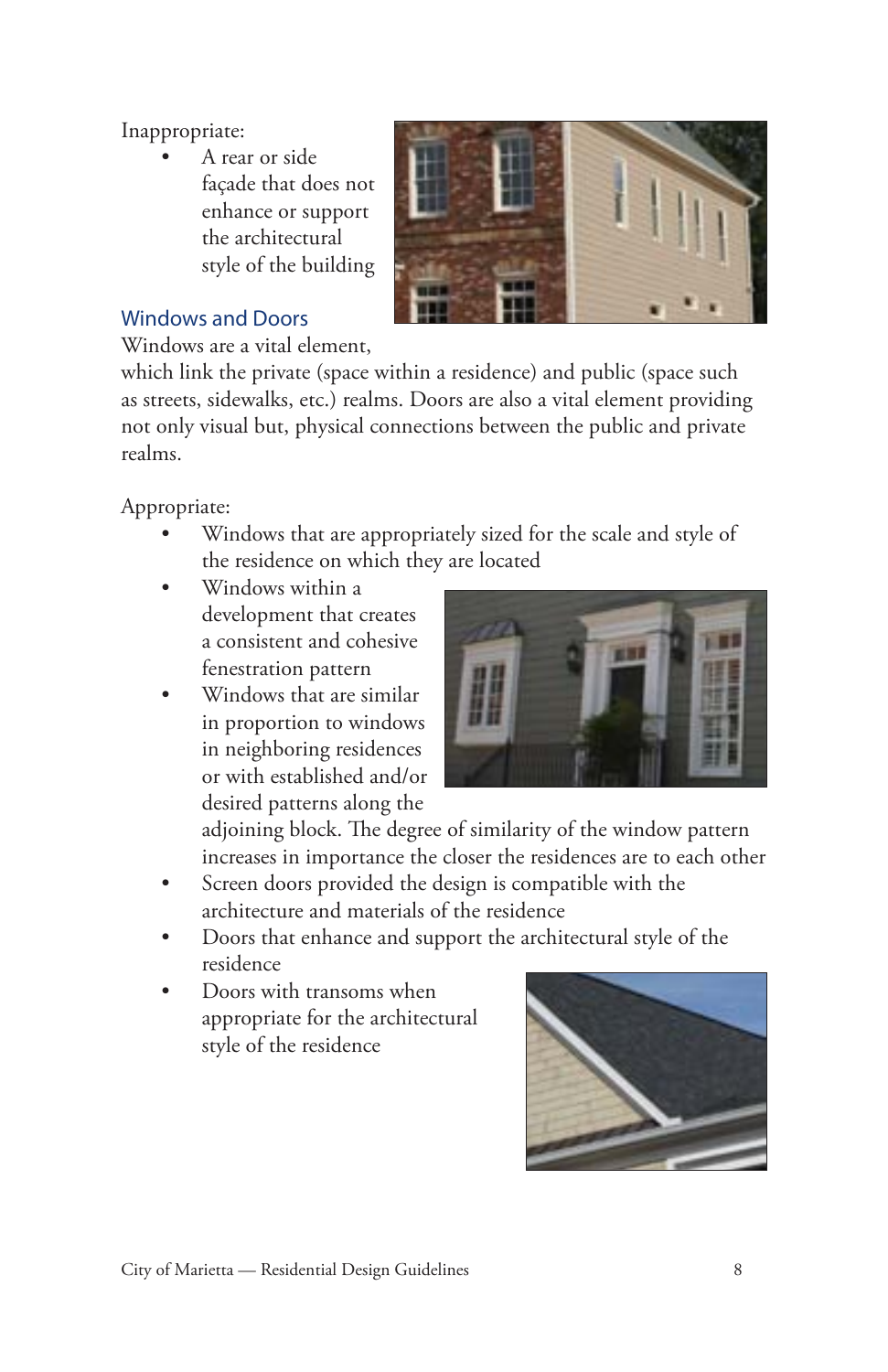Inappropriate:

- A rear or side façade that does not enhance or support the architectural style of the building

## Windows and Doors

Windows are a vital element, which link the private (space within a residence) and public (space such as streets, sidewalks, etc.) realms. Doors are also a vital element providing not only visual but, physical connections between the public and private realms.

Appropriate:

- Windows that are appropriately sized for the scale and style of the residence on which they are located
- Windows within a development that creates a consistent and cohesive fenestration pattern
- Windows that are similar in proportion to windows in neighboring residences or with established and/or desired patterns along the adjoining block. The degree of similarity of the window pattern increases in importance the closer the residences are to each other
- Screen doors provided the design is compatible with the architecture and materials of the residence
- Doors that enhance and support the architectural style of the residence
- Doors with transoms when appropriate for the architectural style of the residence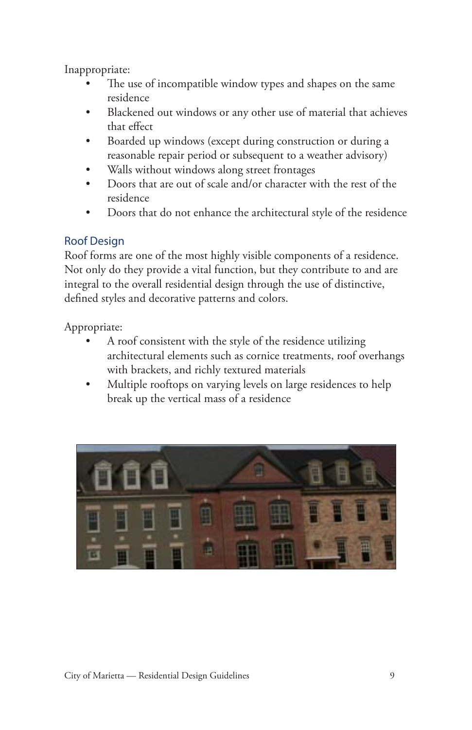Inappropriate:

- The use of incompatible window types and shapes on the same residence
- Blackened out windows or any other use of material that achieves that effect
- Boarded up windows (except during construction or during a reasonable repair period or subsequent to a weather advisory)
- Walls without windows along street frontages
- Doors that are out of scale and/or character with the rest of the residence
- Doors that do not enhance the architectural style of the residence

## Roof Design

Roof forms are one of the most highly visible components of a residence. Not only do they provide a vital function, but they contribute to and are integral to the overall residential design through the use of distinctive, defined styles and decorative patterns and colors.

Appropriate:

- A roof consistent with the style of the residence utilizing architectural elements such as cornice treatments, roof overhangs with brackets, and richly textured materials
- Multiple rooftops on varying levels on large residences to help break up the vertical mass of a residence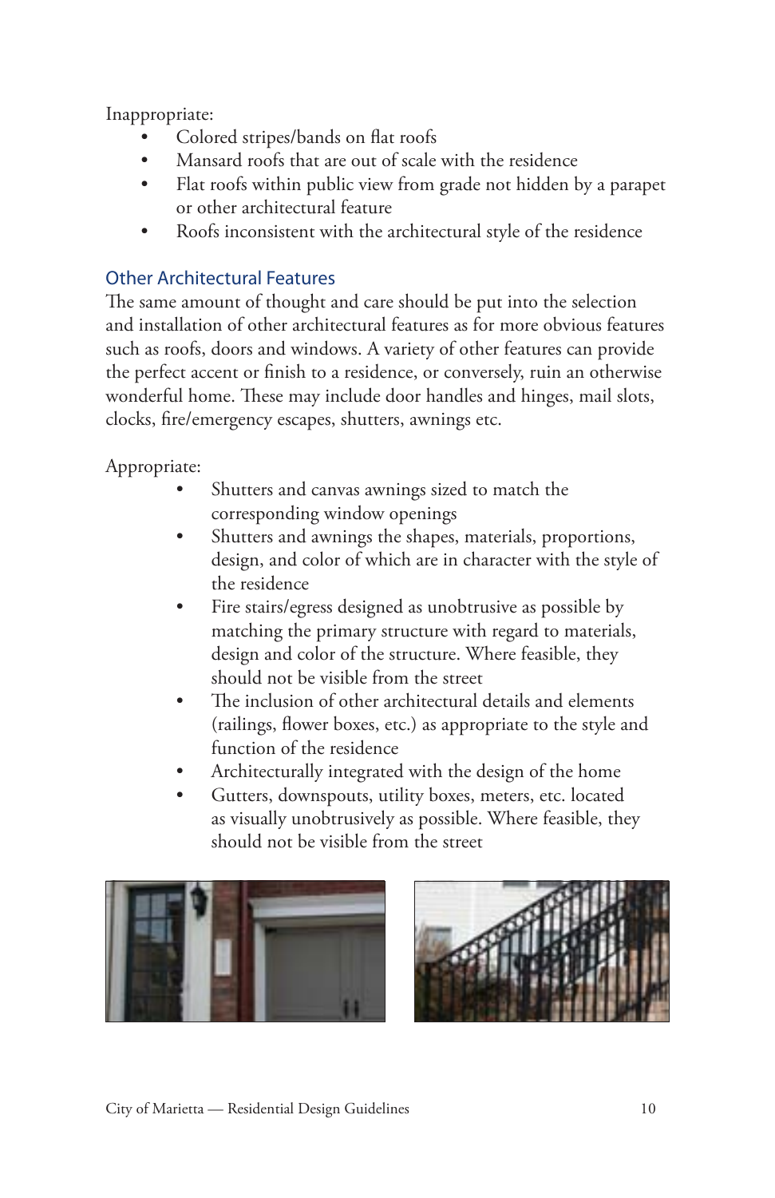Inappropriate:

- Colored stripes/bands on flat roofs
- Mansard roofs that are out of scale with the residence
- Flat roofs within public view from grade not hidden by a parapet or other architectural feature
- Roofs inconsistent with the architectural style of the residence

## Other Architectural Features

The same amount of thought and care should be put into the selection and installation of other architectural features as for more obvious features such as roofs, doors and windows. A variety of other features can provide the perfect accent or finish to a residence, or conversely, ruin an otherwise wonderful home. These may include door handles and hinges, mail slots, clocks, fire/emergency escapes, shutters, awnings etc.

Appropriate:

- Shutters and canvas awnings sized to match the corresponding window openings
- Shutters and awnings the shapes, materials, proportions, design, and color of which are in character with the style of the residence
- Fire stairs/egress designed as unobtrusive as possible by matching the primary structure with regard to materials, design and color of the structure. Where feasible, they should not be visible from the street
- The inclusion of other architectural details and elements (railings, flower boxes, etc.) as appropriate to the style and function of the residence
- Architecturally integrated with the design of the home
- Gutters, downspouts, utility boxes, meters, etc. located as visually unobtrusively as possible. Where feasible, they should not be visible from the street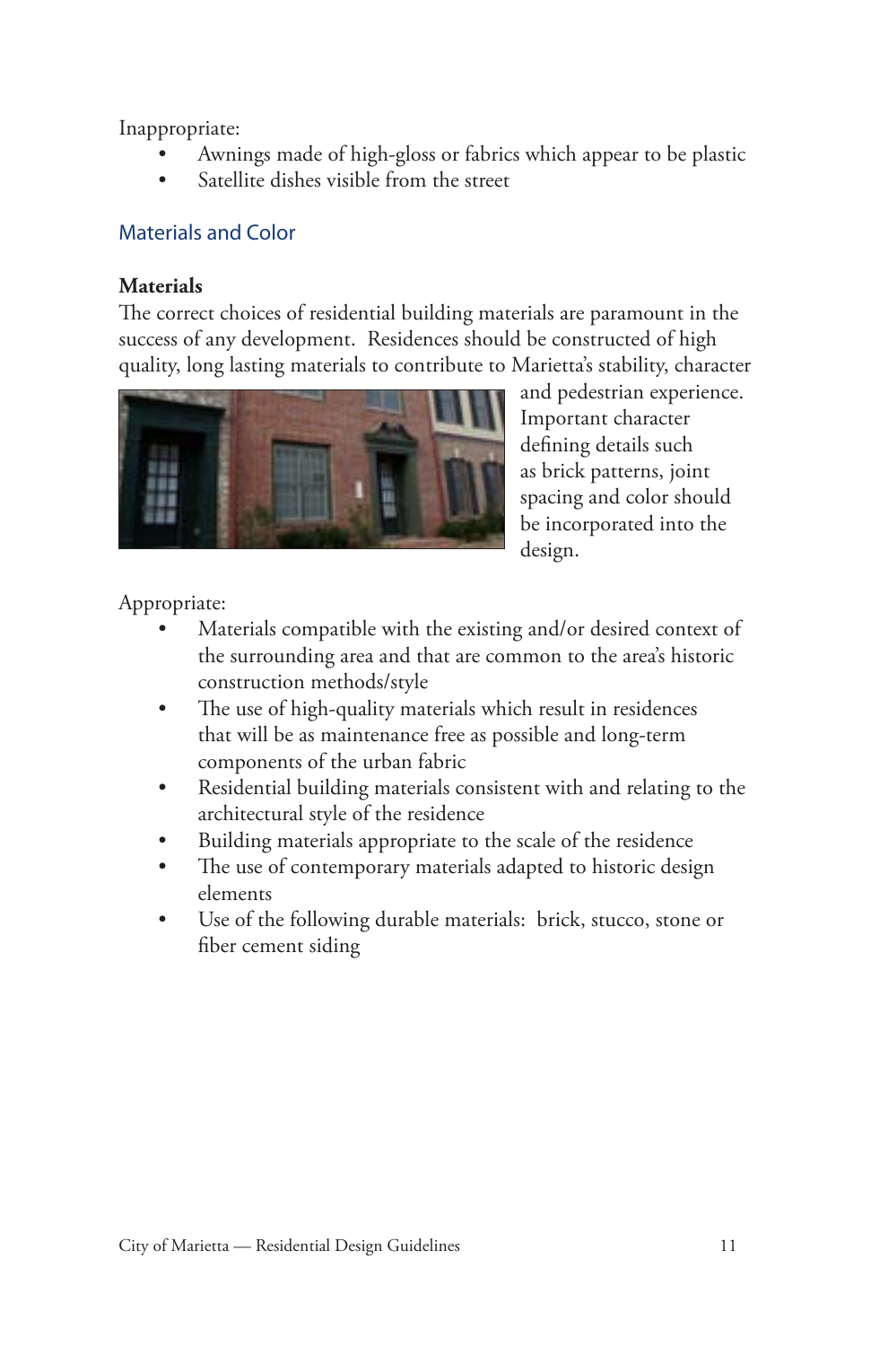Inappropriate:

- Awnings made of high-gloss or fabrics which appear to be plastic
- Satellite dishes visible from the street

## Materials and Color

### Materials

The correct choices of residential building materials are paramount in the success of any development. Residences should be constructed of high quality, long lasting materials to contribute to Marietta's stability, character and pedestrian experience. Important character defining details such as brick patterns, joint spacing and color should be incorporated into the design.

Appropriate:

- Materials compatible with the existing and/or desired context of the surrounding area and that are common to the area's historic construction methods/style
- The use of high-quality materials which result in residences that will be as maintenance free as possible and long-term components of the urban fabric
- Residential building materials consistent with and relating to the architectural style of the residence
- Building materials appropriate to the scale of the residence
- The use of contemporary materials adapted to historic design elements
- Use of the following durable materials: brick, stucco, stone or fiber cement siding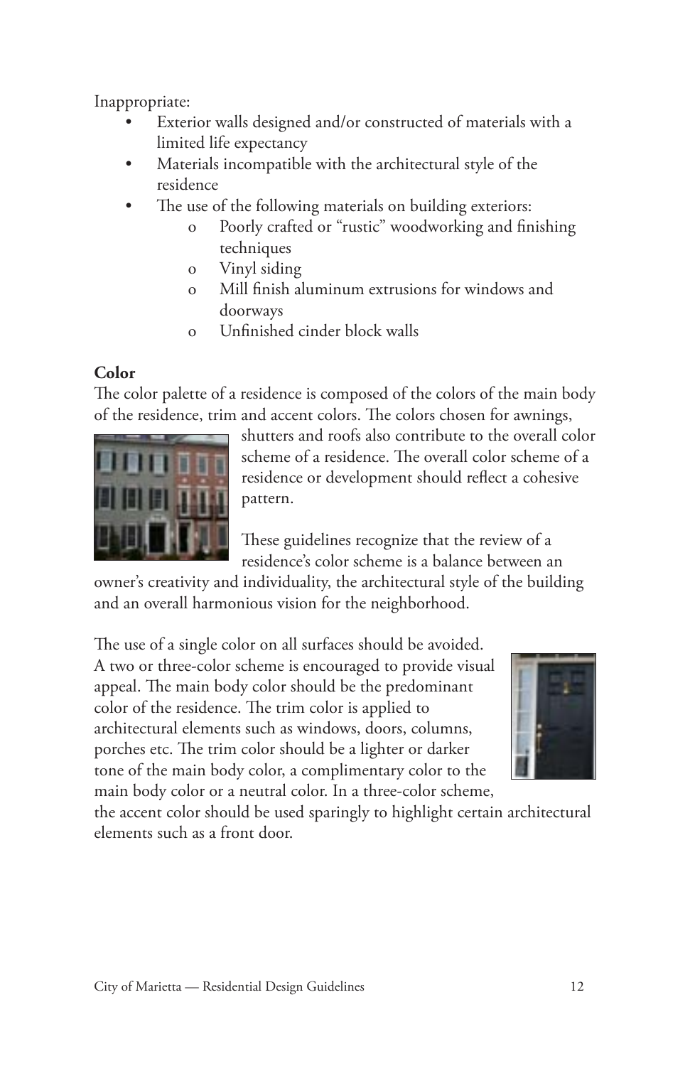Inappropriate:

- Exterior walls designed and/or constructed of materials with a limited life expectancy
- Materials incompatible with the architectural style of the residence
- The use of the following materials on building exteriors:
    - Poorly crafted or "rustic" woodworking and finishing techniques
    - Vinyl siding
    - Mill finish aluminum extrusions for windows and doorways
    - Unfinished cinder block walls

**Color**

The color palette of a residence is composed of the colors of the main body of the residence, trim and accent colors. The colors chosen for awnings, shutters and roofs also contribute to the overall color scheme of a residence. The overall color scheme of a residence or development should reflect a cohesive pattern.

These guidelines recognize that the review of a residence's color scheme is a balance between an owner's creativity and individuality, the architectural style of the building and an overall harmonious vision for the neighborhood.

The use of a single color on all surfaces should be avoided. A two or three-color scheme is encouraged to provide visual appeal. The main body color should be the predominant color of the residence. The trim color is applied to architectural elements such as windows, doors, columns, porches etc. The trim color should be a lighter or darker tone of the main body color, a complimentary color to the main body color or a neutral color. In a three-color scheme, the accent color should be used sparingly to highlight certain architectural elements such as a front door.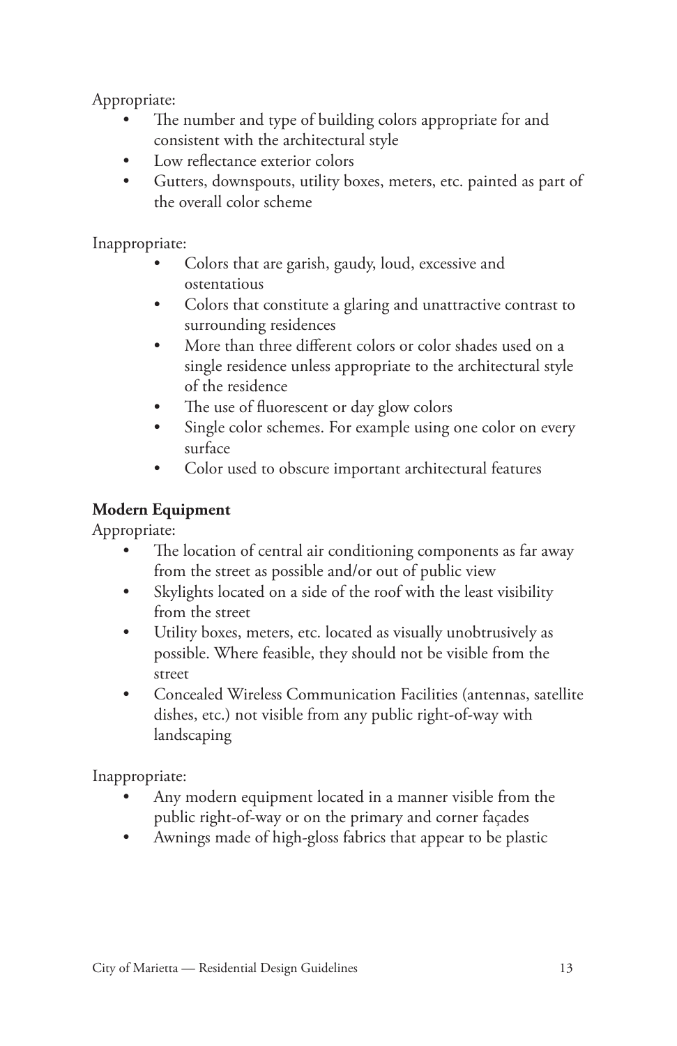Appropriate:

- The number and type of building colors appropriate for and consistent with the architectural style
- Low reflectance exterior colors
- Gutters, downspouts, utility boxes, meters, etc. painted as part of the overall color scheme

Inappropriate:

- Colors that are garish, gaudy, loud, excessive and ostentatious
- Colors that constitute a glaring and unattractive contrast to surrounding residences
- More than three different colors or color shades used on a single residence unless appropriate to the architectural style of the residence
- The use of fluorescent or day glow colors
- Single color schemes. For example using one color on every surface
- Color used to obscure important architectural features

**Modern Equipment**

Appropriate:

- The location of central air conditioning components as far away from the street as possible and/or out of public view
- Skylights located on a side of the roof with the least visibility from the street
- Utility boxes, meters, etc. located as visually unobtrusively as possible. Where feasible, they should not be visible from the street
- Concealed Wireless Communication Facilities (antennas, satellite dishes, etc.) not visible from any public right-of-way with landscaping

Inappropriate:

- Any modern equipment located in a manner visible from the public right-of-way or on the primary and corner façades
- Awnings made of high-gloss fabrics that appear to be plastic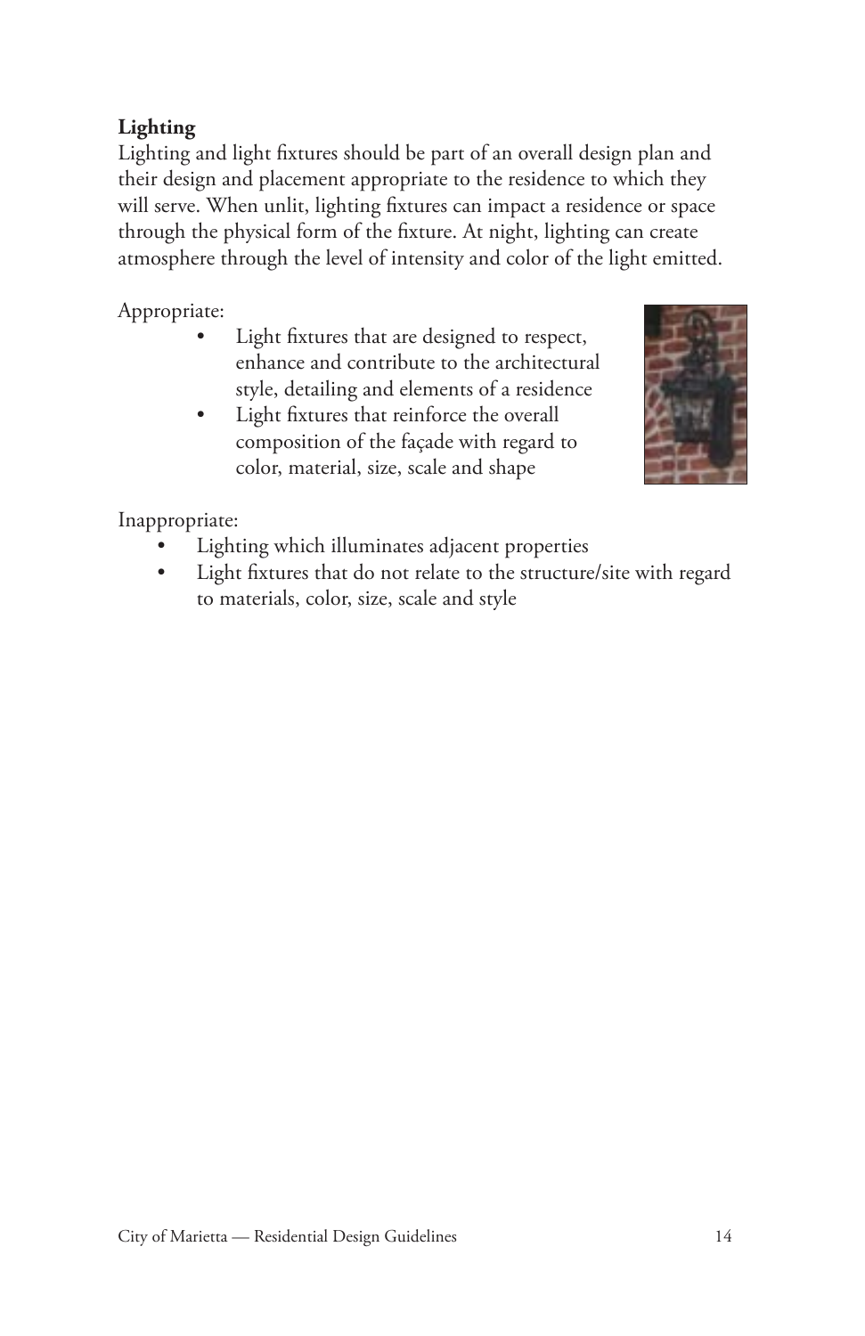**Lighting**

Lighting and light fixtures should be part of an overall design plan and their design and placement appropriate to the residence to which they will serve. When unlit, lighting fixtures can impact a residence or space through the physical form of the fixture. At night, lighting can create atmosphere through the level of intensity and color of the light emitted.

Appropriate:

- Light fixtures that are designed to respect, enhance and contribute to the architectural style, detailing and elements of a residence
- Light fixtures that reinforce the overall composition of the façade with regard to color, material, size, scale and shape

Inappropriate:

- Lighting which illuminates adjacent properties
- Light fixtures that do not relate to the structure/site with regard to materials, color, size, scale and style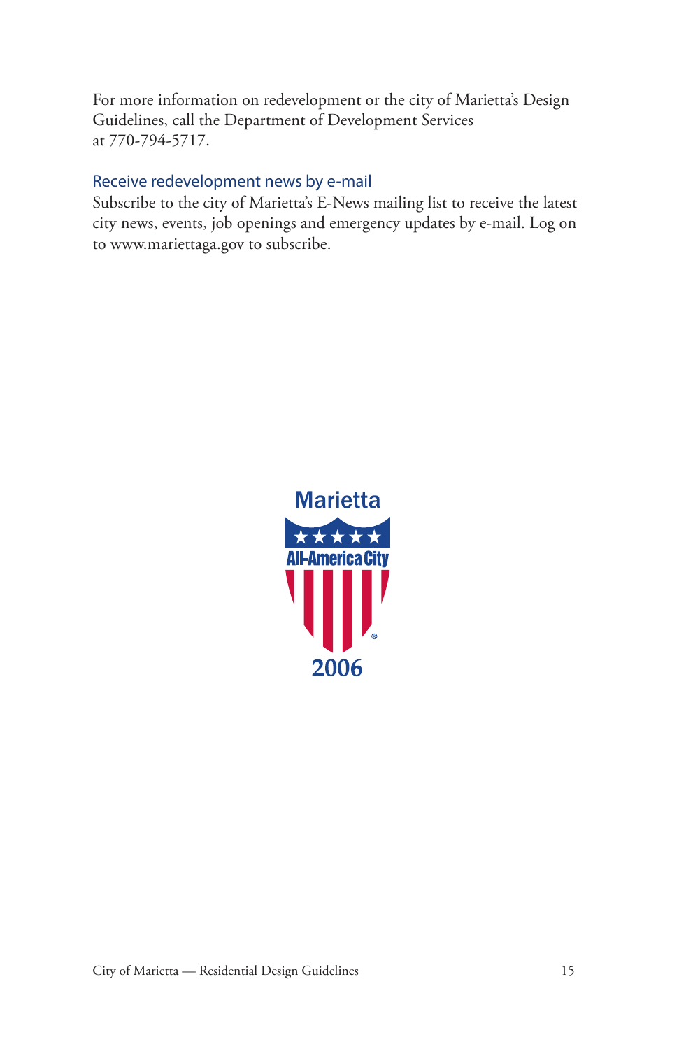For more information on redevelopment or the city of Marietta's Design Guidelines, call the Department of Development Services at 770-794-5717.

### Receive redevelopment news by e-mail

Subscribe to the city of Marietta's E-News mailing list to receive the latest city news, events, job openings and emergency updates by e-mail. Log on to www.mariettaga.gov to subscribe.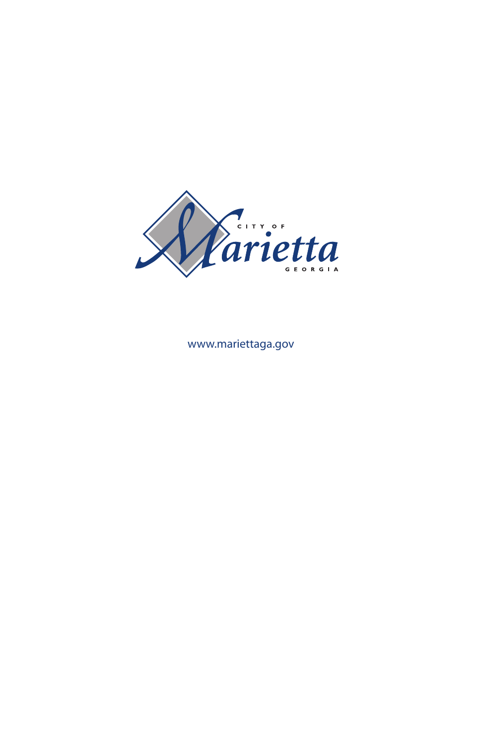CITY OF

Marietta

GEORGIA

www.mariettaga.gov